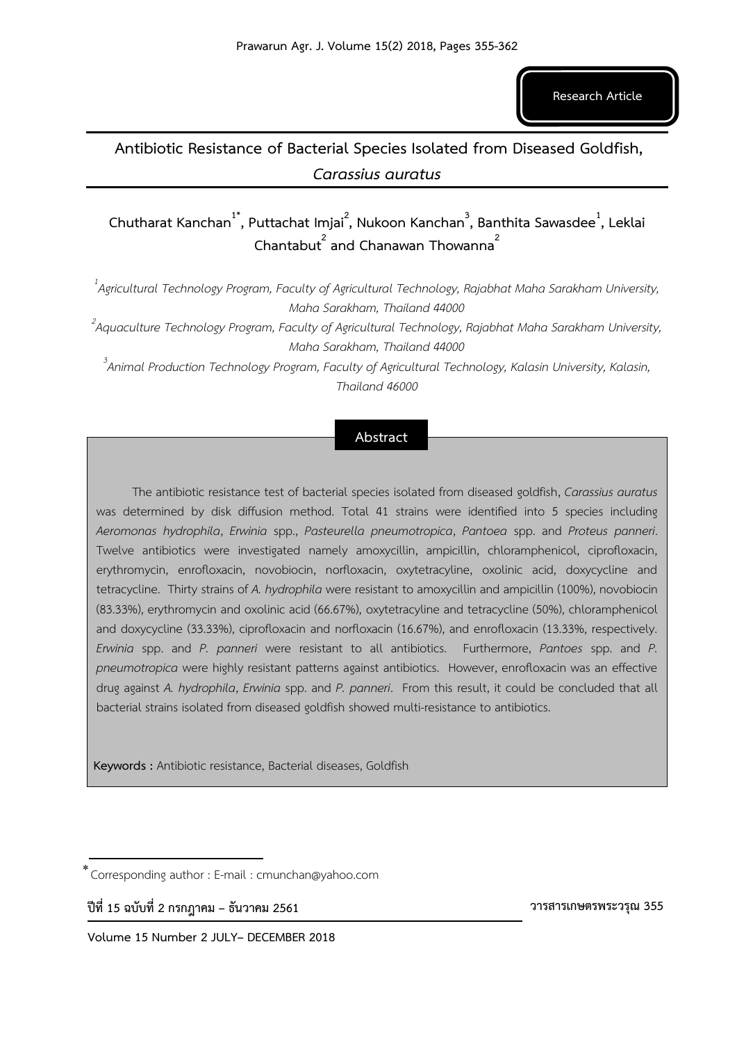Research Article

# Antibiotic Resistance of Bacterial Species Isolated from Diseased Goldfish, *Carassius auratus*

**Chutharat Kanchan[1*], Puttachat Imjai[2], Nukoon Kanchan[3], Banthita Sawasdee[1], Leklai Chantabut[2] and Chanawan Thowanna[2]**

*[1]Agricultural Technology Program, Faculty of Agricultural Technology, Rajabhat Maha Sarakham University, Maha Sarakham, Thailand 44000*

*[2]Aquaculture Technology Program, Faculty of Agricultural Technology, Rajabhat Maha Sarakham University, Maha Sarakham, Thailand 44000*

*[3]Animal Production Technology Program, Faculty of Agricultural Technology, Kalasin University, Kalasin, Thailand 46000*

## Abstract

The antibiotic resistance test of bacterial species isolated from diseased goldfish, *Carassius auratus* was determined by disk diffusion method. Total 41 strains were identified into 5 species including *Aeromonas hydrophila*, *Erwinia* spp., *Pasteurella pneumotropica*, *Pantoea* spp. and *Proteus panneri*. Twelve antibiotics were investigated namely amoxycillin, ampicillin, chloramphenicol, ciprofloxacin, erythromycin, enrofloxacin, novobiocin, norfloxacin, oxytetracyline, oxolinic acid, doxycycline and tetracycline. Thirty strains of *A. hydrophila* were resistant to amoxycillin and ampicillin (100%), novobiocin (83.33%), erythromycin and oxolinic acid (66.67%), oxytetracyline and tetracycline (50%), chloramphenicol and doxycycline (33.33%), ciprofloxacin and norfloxacin (16.67%), and enrofloxacin (13.33%, respectively. *Erwinia* spp. and *P. panneri* were resistant to all antibiotics. Furthermore, *Pantoes* spp. and *P. pneumotropica* were highly resistant patterns against antibiotics. However, enrofloxacin was an effective drug against *A. hydrophila*, *Erwinia* spp. and *P. panneri*. From this result, it could be concluded that all bacterial strains isolated from diseased goldfish showed multi-resistance to antibiotics.

**Keywords :** Antibiotic resistance, Bacterial diseases, Goldfish

---

[*] Corresponding author : E-mail : cmunchan@yahoo.com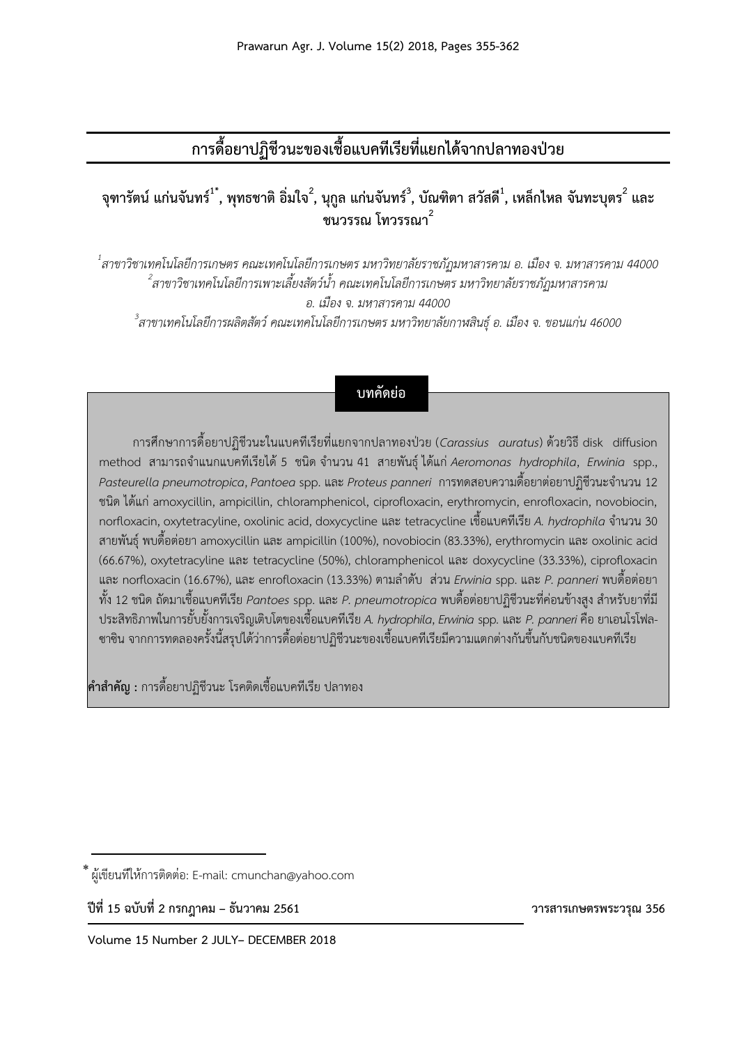# การดื้อยาปฏิชีวนะของเชื้อแบคทีเรียที่แยกได้จากปลาทองป่วย

**จุฑารัตน์ แก่นจันทร์[1*], พุทธชาติ อิ่มใจ[2], นุกูล แก่นจันทร์[3], บัณฑิตา สวัสดี[1], เหล็กไหล จันทะบุตร[2] และ ชนวรรณ โทวรรณา[2]**

*[1]สาขาวิชาเทคโนโลยีการเกษตร คณะเทคโนโลยีการเกษตร มหาวิทยาลัยราชภัฏมหาสารคาม อ. เมือง จ. มหาสารคาม 44000*
*[2]สาขาวิชาเทคโนโลยีการเพาะเลี้ยงสัตว์น้ำ คณะเทคโนโลยีการเกษตร มหาวิทยาลัยราชภัฏมหาสารคาม อ. เมือง จ. มหาสารคาม 44000*
*[3]สาขาเทคโนโลยีการผลิตสัตว์ คณะเทคโนโลยีการเกษตร มหาวิทยาลัยกาฬสินธุ์ อ. เมือง จ. ขอนแก่น 46000*

## บทคัดย่อ

การศึกษาการดื้อยาปฏิชีวนะในแบคทีเรียที่แยกจากปลาทองป่วย (*Carassius auratus*) ด้วยวิธี disk diffusion method สามารถจำแนกแบคทีเรียได้ 5 ชนิด จำนวน 41 สายพันธุ์ ได้แก่ *Aeromonas hydrophila*, *Erwinia* spp., *Pasteurella pneumotropica*, *Pantoea* spp. และ *Proteus panneri* การทดสอบความดื้อยาต่อยาปฏิชีวนะจำนวน 12 ชนิด ได้แก่ amoxycillin, ampicillin, chloramphenicol, ciprofloxacin, erythromycin, enrofloxacin, novobiocin, norfloxacin, oxytetracyline, oxolinic acid, doxycycline และ tetracycline เชื้อแบคทีเรีย *A. hydrophila* จำนวน 30 สายพันธุ์ พบดื้อต่อยา amoxycillin และ ampicillin (100%), novobiocin (83.33%), erythromycin และ oxolinic acid (66.67%), oxytetracyline และ tetracycline (50%), chloramphenicol และ doxycycline (33.33%), ciprofloxacin และ norfloxacin (16.67%), และ enrofloxacin (13.33%) ตามลำดับ ส่วน *Erwinia* spp. และ *P. panneri* พบดื้อต่อยาทั้ง 12 ชนิด ถัดมาเชื้อแบคทีเรีย *Pantoes* spp. และ *P. pneumotropica* พบดื้อต่อยาปฏิชีวนะที่ค่อนข้างสูง สำหรับยาที่มีประสิทธิภาพในการยับยั้งการเจริญเติบโตของเชื้อแบคทีเรีย *A. hydrophila*, *Erwinia* spp. และ *P. panneri* คือ ยาเอนโรโฟลซาซิน จากการทดลองครั้งนี้สรุปได้ว่าการดื้อต่อยาปฏิชีวนะของเชื้อแบคทีเรียมีความแตกต่างกันขึ้นกับชนิดของแบคทีเรีย

**คำสำคัญ :** การดื้อยาปฏิชีวนะ โรคติดเชื้อแบคทีเรีย ปลาทอง

---

[*] ผู้เขียนที่ให้การติดต่อ: E-mail: cmunchan@yahoo.com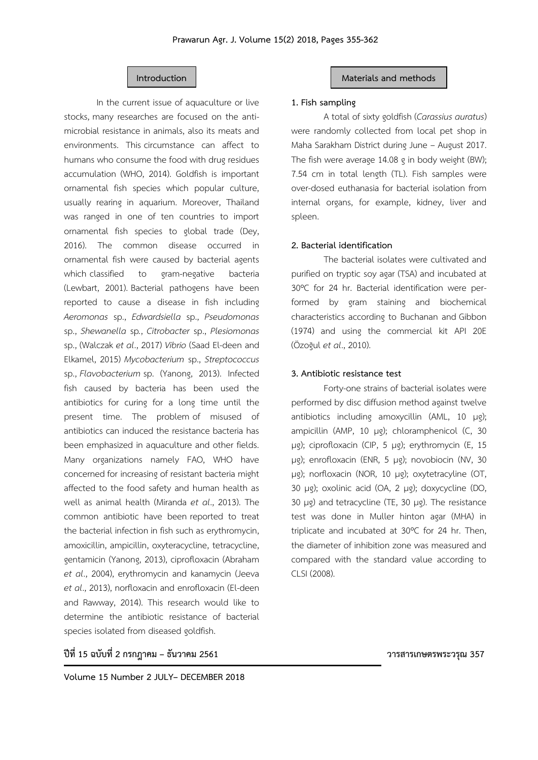## Introduction

In the current issue of aquaculture or live stocks, many researches are focused on the anti-microbial resistance in animals, also its meats and environments. This circumstance can affect to humans who consume the food with drug residues accumulation (WHO, 2014). Goldfish is important ornamental fish species which popular culture, usually rearing in aquarium. Moreover, Thailand was ranged in one of ten countries to import ornamental fish species to global trade (Dey, 2016). The common disease occurred in ornamental fish were caused by bacterial agents which classified to gram-negative bacteria (Lewbart, 2001). Bacterial pathogens have been reported to cause a disease in fish including *Aeromonas* sp., *Edwardsiella* sp., *Pseudomonas* sp., *Shewanella* sp., *Citrobacter* sp., *Plesiomonas* sp., (Walczak *et al*., 2017) *Vibrio* (Saad El-deen and Elkamel, 2015) *Mycobacterium* sp., *Streptococcus* sp., *Flavobacterium* sp. (Yanong, 2013). Infected fish caused by bacteria has been used the antibiotics for curing for a long time until the present time. The problem of misused of antibiotics can induced the resistance bacteria has been emphasized in aquaculture and other fields. Many organizations namely FAO, WHO have concerned for increasing of resistant bacteria might affected to the food safety and human health as well as animal health (Miranda *et al*., 2013). The common antibiotic have been reported to treat the bacterial infection in fish such as erythromycin, amoxicillin, ampicillin, oxyteracycline, tetracycline, gentamicin (Yanong, 2013), ciprofloxacin (Abraham *et al*., 2004), erythromycin and kanamycin (Jeeva *et al*., 2013), norfloxacin and enrofloxacin (El-deen and Rawway, 2014). This research would like to determine the antibiotic resistance of bacterial species isolated from diseased goldfish.

## Materials and methods

**1. Fish sampling**

A total of sixty goldfish (*Carassius auratus*) were randomly collected from local pet shop in Maha Sarakham District during June – August 2017. The fish were average 14.08 g in body weight (BW); 7.54 cm in total length (TL). Fish samples were over-dosed euthanasia for bacterial isolation from internal organs, for example, kidney, liver and spleen.

**2. Bacterial identification**

The bacterial isolates were cultivated and purified on tryptic soy agar (TSA) and incubated at 30°C for 24 hr. Bacterial identification were performed by gram staining and biochemical characteristics according to Buchanan and Gibbon (1974) and using the commercial kit API 20E (Özoğul *et al*., 2010).

**3. Antibiotic resistance test**

Forty-one strains of bacterial isolates were performed by disc diffusion method against twelve antibiotics including amoxycillin (AML, 10 µg); ampicillin (AMP, 10 µg); chloramphenicol (C, 30 µg); ciprofloxacin (CIP, 5 µg); erythromycin (E, 15 µg); enrofloxacin (ENR, 5 µg); novobiocin (NV, 30 µg); norfloxacin (NOR, 10 µg); oxytetracyline (OT, 30 µg); oxolinic acid (OA, 2 µg); doxycycline (DO, 30 µg) and tetracycline (TE, 30 µg). The resistance test was done in Muller hinton agar (MHA) in triplicate and incubated at 30°C for 24 hr. Then, the diameter of inhibition zone was measured and compared with the standard value according to CLSI (2008).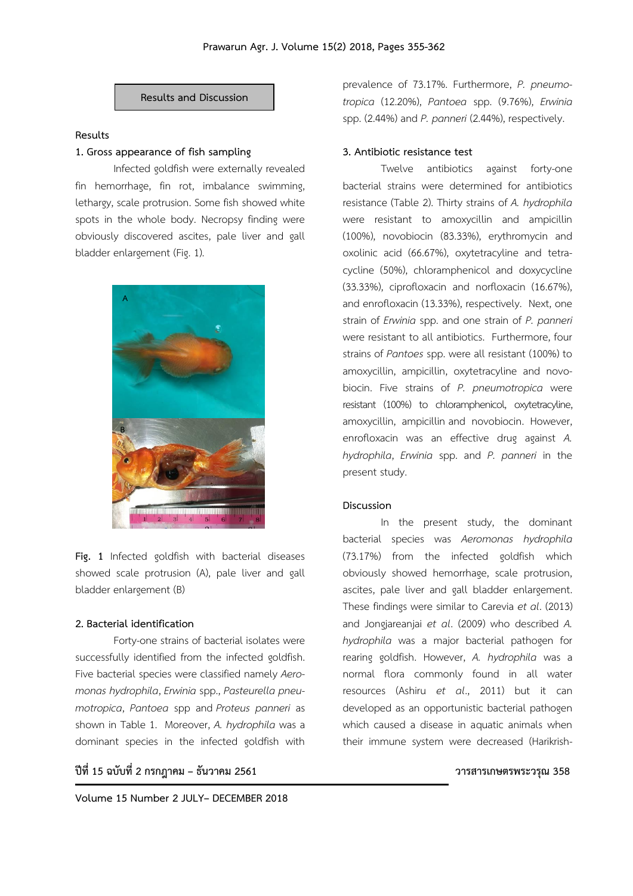## Results and Discussion

### Results

#### 1. Gross appearance of fish sampling

Infected goldfish were externally revealed fin hemorrhage, fin rot, imbalance swimming, lethargy, scale protrusion. Some fish showed white spots in the whole body. Necropsy finding were obviously discovered ascites, pale liver and gall bladder enlargement (Fig. 1).

**Fig. 1** Infected goldfish with bacterial diseases showed scale protrusion (A), pale liver and gall bladder enlargement (B)

#### 2. Bacterial identification

Forty-one strains of bacterial isolates were successfully identified from the infected goldfish. Five bacterial species were classified namely *Aeromonas hydrophila*, *Erwinia* spp., *Pasteurella pneumotropica*, *Pantoea* spp and *Proteus panneri* as shown in Table 1. Moreover, *A. hydrophila* was a dominant species in the infected goldfish with prevalence of 73.17%. Furthermore, *P. pneumotropica* (12.20%), *Pantoea* spp. (9.76%), *Erwinia* spp. (2.44%) and *P. panneri* (2.44%), respectively.

#### 3. Antibiotic resistance test

Twelve antibiotics against forty-one bacterial strains were determined for antibiotics resistance (Table 2). Thirty strains of *A. hydrophila* were resistant to amoxycillin and ampicillin (100%), novobiocin (83.33%), erythromycin and oxolinic acid (66.67%), oxytetracyline and tetracycline (50%), chloramphenicol and doxycycline (33.33%), ciprofloxacin and norfloxacin (16.67%), and enrofloxacin (13.33%), respectively. Next, one strain of *Erwinia* spp. and one strain of *P. panneri* were resistant to all antibiotics. Furthermore, four strains of *Pantoes* spp. were all resistant (100%) to amoxycillin, ampicillin, oxytetracyline and novobiocin. Five strains of *P. pneumotropica* were resistant (100%) to chloramphenicol, oxytetracyline, amoxycillin, ampicillin and novobiocin. However, enrofloxacin was an effective drug against *A. hydrophila*, *Erwinia* spp. and *P. panneri* in the present study.

### Discussion

In the present study, the dominant bacterial species was *Aeromonas hydrophila* (73.17%) from the infected goldfish which obviously showed hemorrhage, scale protrusion, ascites, pale liver and gall bladder enlargement. These findings were similar to Carevia *et al*. (2013) and Jongjareanjai *et al*. (2009) who described *A. hydrophila* was a major bacterial pathogen for rearing goldfish. However, *A. hydrophila* was a normal flora commonly found in all water resources (Ashiru *et al*., 2011) but it can developed as an opportunistic bacterial pathogen which caused a disease in aquatic animals when their immune system were decreased (Harikrish-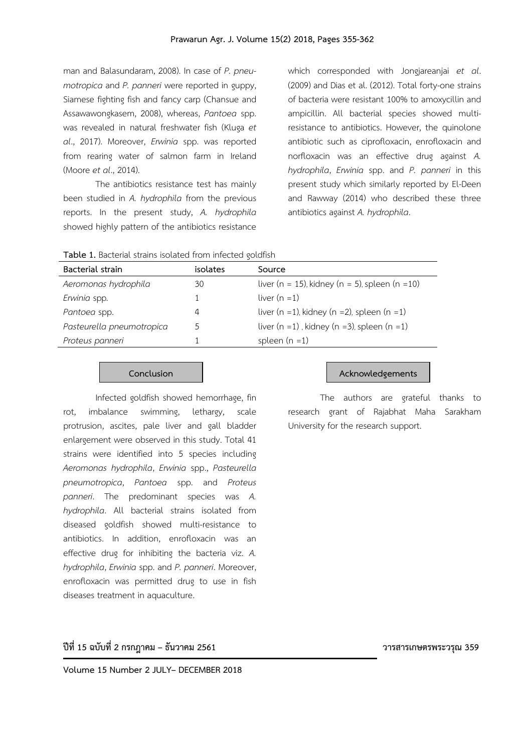man and Balasundaram, 2008). In case of *P. pneumotropica* and *P. panneri* were reported in guppy, Siamese fighting fish and fancy carp (Chansue and Assawawongkasem, 2008), whereas, *Pantoea* spp. was revealed in natural freshwater fish (Kluga *et al*., 2017). Moreover, *Erwinia* spp. was reported from rearing water of salmon farm in Ireland (Moore *et al*., 2014).

The antibiotics resistance test has mainly been studied in *A. hydrophila* from the previous reports. In the present study, *A. hydrophila* showed highly pattern of the antibiotics resistance which corresponded with Jongjareanjai *et al*. (2009) and Dias et al. (2012). Total forty-one strains of bacteria were resistant 100% to amoxycillin and ampicillin. All bacterial species showed multi-resistance to antibiotics. However, the quinolone antibiotic such as ciprofloxacin, enrofloxacin and norfloxacin was an effective drug against *A. hydrophila*, *Erwinia* spp. and *P. panneri* in this present study which similarly reported by El-Deen and Rawway (2014) who described these three antibiotics against *A. hydrophila*.

**Table 1.** Bacterial strains isolated from infected goldfish

| Bacterial strain | isolates | Source |
|---|---|---|
| *Aeromonas hydrophila* | 30 | liver (n = 15), kidney (n = 5), spleen (n =10) |
| *Erwinia* spp. | 1 | liver (n =1) |
| *Pantoea* spp. | 4 | liver (n =1), kidney (n =2), spleen (n =1) |
| *Pasteurella pneumotropica* | 5 | liver (n =1) , kidney (n =3), spleen (n =1) |
| *Proteus panneri* | 1 | spleen (n =1) |

## Conclusion

Infected goldfish showed hemorrhage, fin rot, imbalance swimming, lethargy, scale protrusion, ascites, pale liver and gall bladder enlargement were observed in this study. Total 41 strains were identified into 5 species including *Aeromonas hydrophila*, *Erwinia* spp., *Pasteurella pneumotropica*, *Pantoea* spp. and *Proteus panneri*. The predominant species was *A. hydrophila*. All bacterial strains isolated from diseased goldfish showed multi-resistance to antibiotics. In addition, enrofloxacin was an effective drug for inhibiting the bacteria viz. *A. hydrophila*, *Erwinia* spp. and *P. panneri*. Moreover, enrofloxacin was permitted drug to use in fish diseases treatment in aquaculture.

## Acknowledgements

The authors are grateful thanks to research grant of Rajabhat Maha Sarakham University for the research support.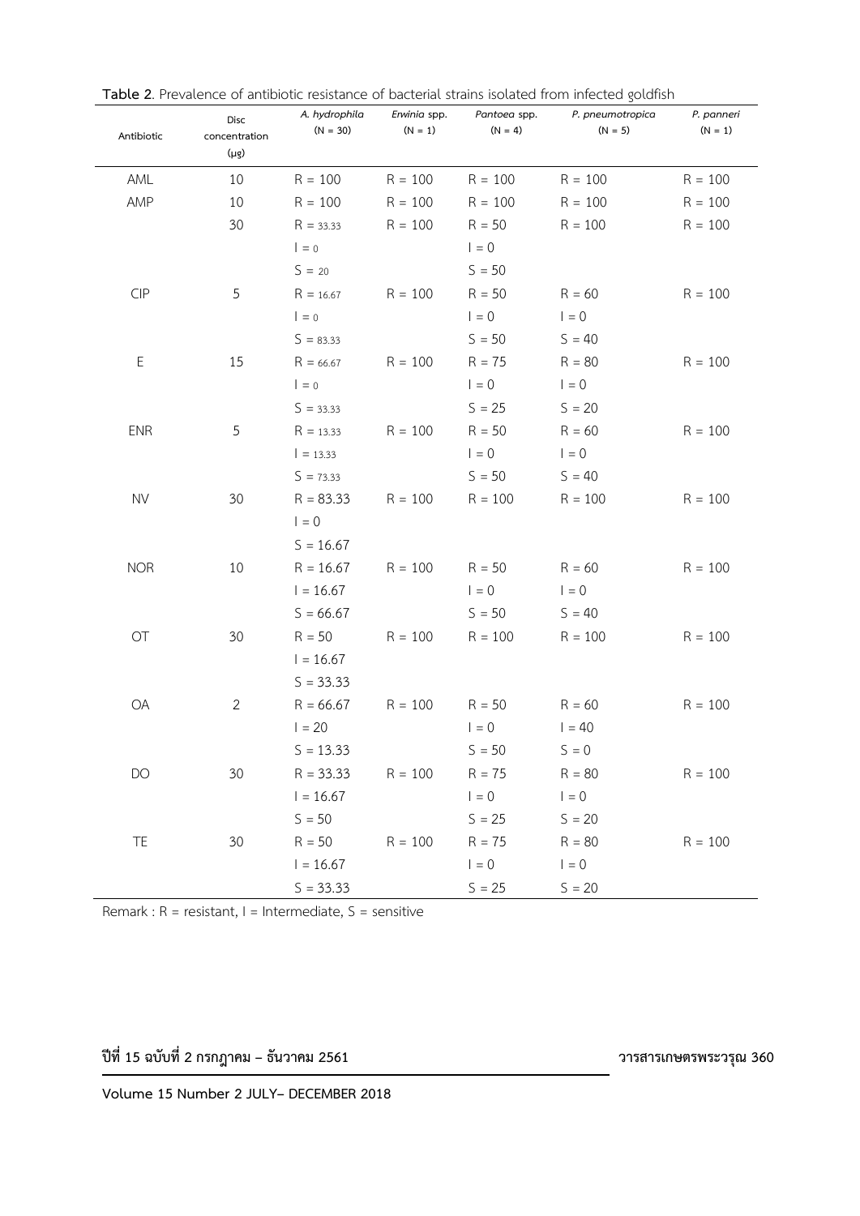**Table 2**. Prevalence of antibiotic resistance of bacterial strains isolated from infected goldfish

| Antibiotic | Disc concentration (µg) | *A. hydrophila* (N = 30) | *Erwinia* spp. (N = 1) | *Pantoea* spp. (N = 4) | *P. pneumotropica* (N = 5) | *P. panneri* (N = 1) |
|---|---|---|---|---|---|---|
| AML | 10 | R = 100 | R = 100 | R = 100 | R = 100 | R = 100 |
| AMP | 10 | R = 100 | R = 100 | R = 100 | R = 100 | R = 100 |
| | 30 | R = 33.33 | R = 100 | R = 50 | R = 100 | R = 100 |
| | | I = 0 | | I = 0 | | |
| | | S = 20 | | S = 50 | | |
| CIP | 5 | R = 16.67 | R = 100 | R = 50 | R = 60 | R = 100 |
| | | I = 0 | | I = 0 | I = 0 | |
| | | S = 83.33 | | S = 50 | S = 40 | |
| E | 15 | R = 66.67 | R = 100 | R = 75 | R = 80 | R = 100 |
| | | I = 0 | | I = 0 | I = 0 | |
| | | S = 33.33 | | S = 25 | S = 20 | |
| ENR | 5 | R = 13.33 | R = 100 | R = 50 | R = 60 | R = 100 |
| | | I = 13.33 | | I = 0 | I = 0 | |
| | | S = 73.33 | | S = 50 | S = 40 | |
| NV | 30 | R = 83.33 | R = 100 | R = 100 | R = 100 | R = 100 |
| | | I = 0 | | | | |
| | | S = 16.67 | | | | |
| NOR | 10 | R = 16.67 | R = 100 | R = 50 | R = 60 | R = 100 |
| | | I = 16.67 | | I = 0 | I = 0 | |
| | | S = 66.67 | | S = 50 | S = 40 | |
| OT | 30 | R = 50 | R = 100 | R = 100 | R = 100 | R = 100 |
| | | I = 16.67 | | | | |
| | | S = 33.33 | | | | |
| OA | 2 | R = 66.67 | R = 100 | R = 50 | R = 60 | R = 100 |
| | | I = 20 | | I = 0 | I = 40 | |
| | | S = 13.33 | | S = 50 | S = 0 | |
| DO | 30 | R = 33.33 | R = 100 | R = 75 | R = 80 | R = 100 |
| | | I = 16.67 | | I = 0 | I = 0 | |
| | | S = 50 | | S = 25 | S = 20 | |
| TE | 30 | R = 50 | R = 100 | R = 75 | R = 80 | R = 100 |
| | | I = 16.67 | | I = 0 | I = 0 | |
| | | S = 33.33 | | S = 25 | S = 20 | |

Remark : R = resistant, I = Intermediate, S = sensitive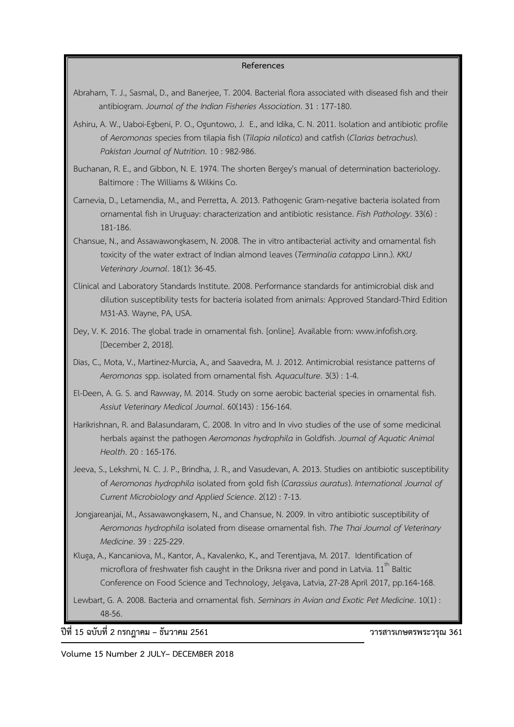## References

Abraham, T. J., Sasmal, D., and Banerjee, T. 2004. Bacterial flora associated with diseased fish and their antibiogram. *Journal of the Indian Fisheries Association*. 31 : 177-180.

Ashiru, A. W., Uaboi-Egbeni, P. O., Oguntowo, J. E., and Idika, C. N. 2011. Isolation and antibiotic profile of *Aeromonas* species from tilapia fish (*Tilapia nilotica*) and catfish (*Clarias betrachus*). *Pakistan Journal of Nutrition*. 10 : 982-986.

Buchanan, R. E., and Gibbon, N. E. 1974. The shorten Bergey's manual of determination bacteriology. Baltimore : The Williams & Wilkins Co.

Carnevia, D., Letamendia, M., and Perretta, A. 2013. Pathogenic Gram-negative bacteria isolated from ornamental fish in Uruguay: characterization and antibiotic resistance. *Fish Pathology*. 33(6) : 181-186.

Chansue, N., and Assawawongkasem, N. 2008. The in vitro antibacterial activity and ornamental fish toxicity of the water extract of Indian almond leaves (*Terminalia catappa* Linn.). *KKU Veterinary Journal*. 18(1): 36-45.

Clinical and Laboratory Standards Institute. 2008. Performance standards for antimicrobial disk and dilution susceptibility tests for bacteria isolated from animals: Approved Standard-Third Edition M31-A3. Wayne, PA, USA.

Dey, V. K. 2016. The global trade in ornamental fish. [online]. Available from: www.infofish.org. [December 2, 2018].

Dias, C., Mota, V., Martinez-Murcia, A., and Saavedra, M. J. 2012. Antimicrobial resistance patterns of *Aeromonas* spp. isolated from ornamental fish. *Aquaculture*. 3(3) : 1-4.

El-Deen, A. G. S. and Rawway, M. 2014. Study on some aerobic bacterial species in ornamental fish. *Assiut Veterinary Medical Journal*. 60(143) : 156-164.

Harikrishnan, R. and Balasundaram, C. 2008. In vitro and In vivo studies of the use of some medicinal herbals against the pathogen *Aeromonas hydrophila* in Goldfish. *Journal of Aquatic Animal Health*. 20 : 165-176.

Jeeva, S., Lekshmi, N. C. J. P., Brindha, J. R., and Vasudevan, A. 2013. Studies on antibiotic susceptibility of *Aeromonas hydrophila* isolated from gold fish (*Carassius auratus*). *International Journal of Current Microbiology and Applied Science*. 2(12) : 7-13.

Jongjareanjai, M., Assawawongkasem, N., and Chansue, N. 2009. In vitro antibiotic susceptibility of *Aeromonas hydrophila* isolated from disease ornamental fish. *The Thai Journal of Veterinary Medicine*. 39 : 225-229.

Kluga, A., Kancaniova, M., Kantor, A., Kavalenko, K., and Terentjava, M. 2017. Identification of microflora of freshwater fish caught in the Driksna river and pond in Latvia. 11th Baltic Conference on Food Science and Technology, Jelgava, Latvia, 27-28 April 2017, pp.164-168.

Lewbart, G. A. 2008. Bacteria and ornamental fish. *Seminars in Avian and Exotic Pet Medicine*. 10(1) : 48-56.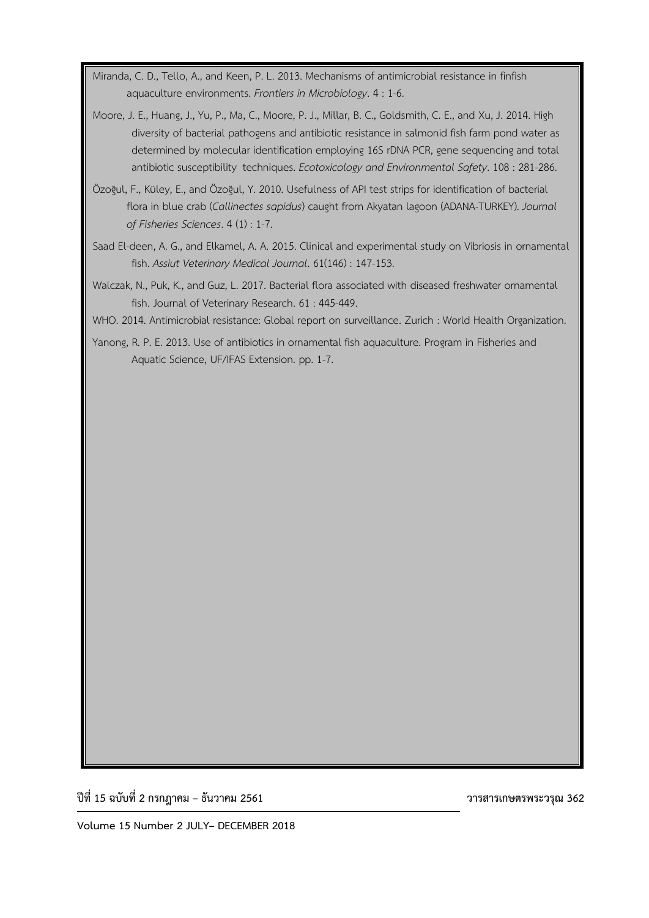Miranda, C. D., Tello, A., and Keen, P. L. 2013. Mechanisms of antimicrobial resistance in finfish aquaculture environments. *Frontiers in Microbiology*. 4 : 1-6.

Moore, J. E., Huang, J., Yu, P., Ma, C., Moore, P. J., Millar, B. C., Goldsmith, C. E., and Xu, J. 2014. High diversity of bacterial pathogens and antibiotic resistance in salmonid fish farm pond water as determined by molecular identification employing 16S rDNA PCR, gene sequencing and total antibiotic susceptibility techniques. *Ecotoxicology and Environmental Safety*. 108 : 281-286.

Özoğul, F., Küley, E., and Özoğul, Y. 2010. Usefulness of API test strips for identification of bacterial flora in blue crab (*Callinectes sapidus*) caught from Akyatan lagoon (ADANA-TURKEY). *Journal of Fisheries Sciences*. 4 (1) : 1-7.

Saad El-deen, A. G., and Elkamel, A. A. 2015. Clinical and experimental study on Vibriosis in ornamental fish. *Assiut Veterinary Medical Journal*. 61(146) : 147-153.

Walczak, N., Puk, K., and Guz, L. 2017. Bacterial flora associated with diseased freshwater ornamental fish. Journal of Veterinary Research. 61 : 445-449.

WHO. 2014. Antimicrobial resistance: Global report on surveillance. Zurich : World Health Organization.

Yanong, R. P. E. 2013. Use of antibiotics in ornamental fish aquaculture. Program in Fisheries and Aquatic Science, UF/IFAS Extension. pp. 1-7.